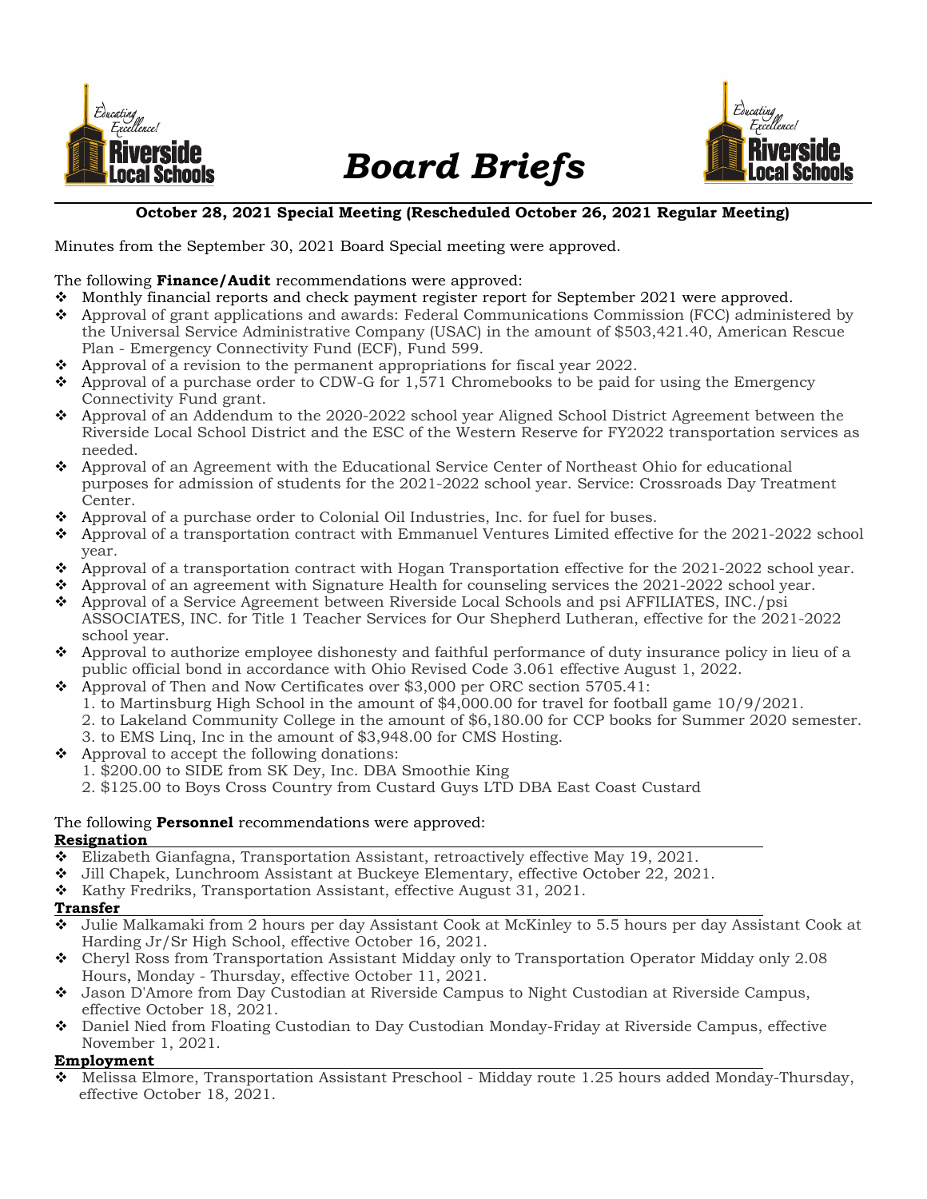# Board Briefs

**October 28, 2021 Special Meeting (Rescheduled October 26, 2021 Regular Meeting)**

Minutes from the September 30, 2021 Board Special meeting were approved.

The following **Finance/Audit** recommendations were approved:

- Monthly financial reports and check payment register report for September 2021 were approved.
- Approval of grant applications and awards: Federal Communications Commission (FCC) administered by the Universal Service Administrative Company (USAC) in the amount of $503,421.40, American Rescue Plan - Emergency Connectivity Fund (ECF), Fund 599.
- Approval of a revision to the permanent appropriations for fiscal year 2022.
- Approval of a purchase order to CDW-G for 1,571 Chromebooks to be paid for using the Emergency Connectivity Fund grant.
- Approval of an Addendum to the 2020-2022 school year Aligned School District Agreement between the Riverside Local School District and the ESC of the Western Reserve for FY2022 transportation services as needed.
- Approval of an Agreement with the Educational Service Center of Northeast Ohio for educational purposes for admission of students for the 2021-2022 school year. Service: Crossroads Day Treatment Center.
- Approval of a purchase order to Colonial Oil Industries, Inc. for fuel for buses.
- Approval of a transportation contract with Emmanuel Ventures Limited effective for the 2021-2022 school year.
- Approval of a transportation contract with Hogan Transportation effective for the 2021-2022 school year.
- Approval of an agreement with Signature Health for counseling services the 2021-2022 school year.
- Approval of a Service Agreement between Riverside Local Schools and psi AFFILIATES, INC./psi ASSOCIATES, INC. for Title 1 Teacher Services for Our Shepherd Lutheran, effective for the 2021-2022 school year.
- Approval to authorize employee dishonesty and faithful performance of duty insurance policy in lieu of a public official bond in accordance with Ohio Revised Code 3.061 effective August 1, 2022.
- Approval of Then and Now Certificates over $3,000 per ORC section 5705.41:
  1. to Martinsburg High School in the amount of $4,000.00 for travel for football game 10/9/2021.
  2. to Lakeland Community College in the amount of $6,180.00 for CCP books for Summer 2020 semester.
  3. to EMS Linq, Inc in the amount of $3,948.00 for CMS Hosting.
- Approval to accept the following donations:
  1. $200.00 to SIDE from SK Dey, Inc. DBA Smoothie King
  2. $125.00 to Boys Cross Country from Custard Guys LTD DBA East Coast Custard

The following **Personnel** recommendations were approved:

**Resignation**

- Elizabeth Gianfagna, Transportation Assistant, retroactively effective May 19, 2021.
- Jill Chapek, Lunchroom Assistant at Buckeye Elementary, effective October 22, 2021.
- Kathy Fredriks, Transportation Assistant, effective August 31, 2021.

**Transfer**

- Julie Malkamaki from 2 hours per day Assistant Cook at McKinley to 5.5 hours per day Assistant Cook at Harding Jr/Sr High School, effective October 16, 2021.
- Cheryl Ross from Transportation Assistant Midday only to Transportation Operator Midday only 2.08 Hours, Monday - Thursday, effective October 11, 2021.
- Jason D'Amore from Day Custodian at Riverside Campus to Night Custodian at Riverside Campus, effective October 18, 2021.
- Daniel Nied from Floating Custodian to Day Custodian Monday-Friday at Riverside Campus, effective November 1, 2021.

**Employment**

- Melissa Elmore, Transportation Assistant Preschool - Midday route 1.25 hours added Monday-Thursday, effective October 18, 2021.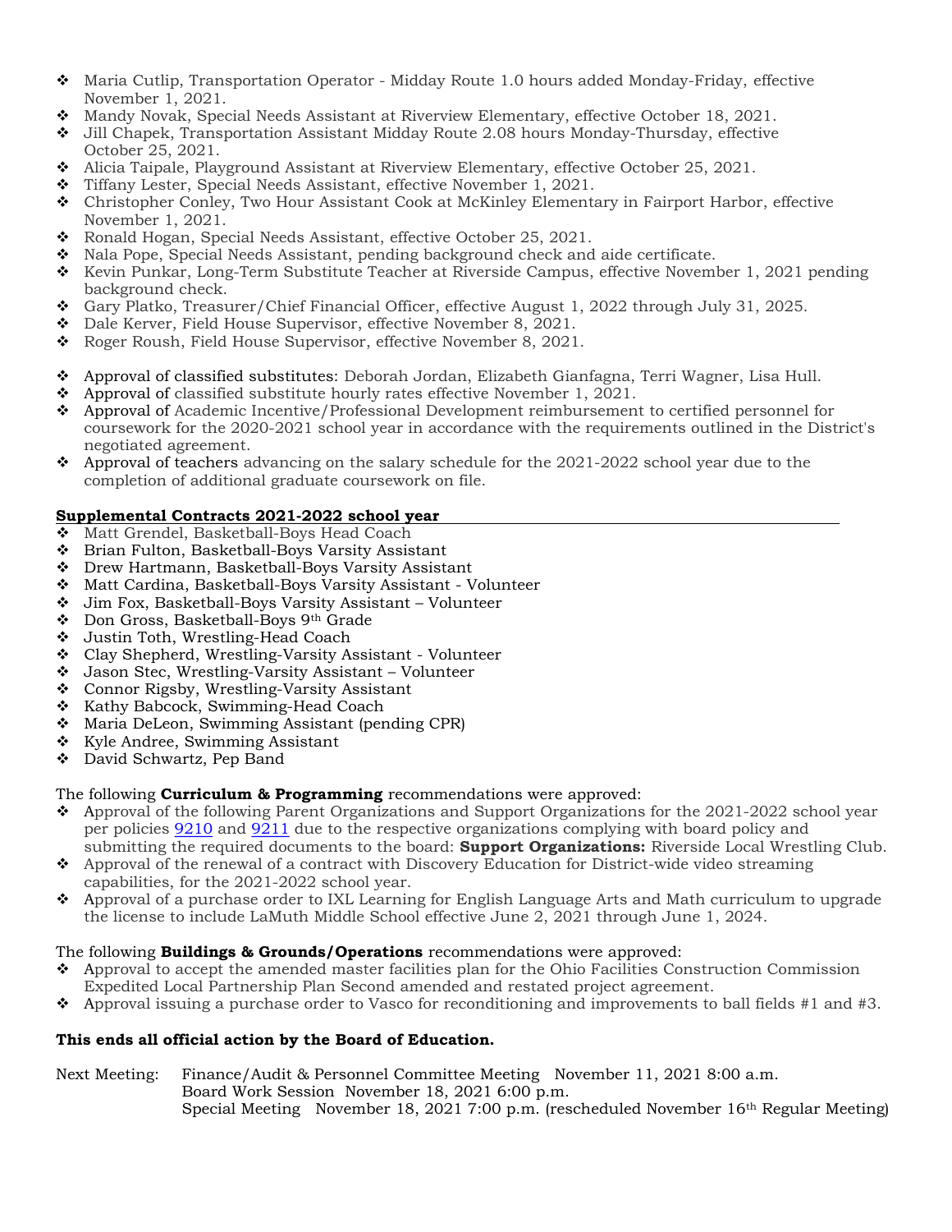- Maria Cutlip, Transportation Operator - Midday Route 1.0 hours added Monday-Friday, effective November 1, 2021.
- Mandy Novak, Special Needs Assistant at Riverview Elementary, effective October 18, 2021.
- Jill Chapek, Transportation Assistant Midday Route 2.08 hours Monday-Thursday, effective October 25, 2021.
- Alicia Taipale, Playground Assistant at Riverview Elementary, effective October 25, 2021.
- Tiffany Lester, Special Needs Assistant, effective November 1, 2021.
- Christopher Conley, Two Hour Assistant Cook at McKinley Elementary in Fairport Harbor, effective November 1, 2021.
- Ronald Hogan, Special Needs Assistant, effective October 25, 2021.
- Nala Pope, Special Needs Assistant, pending background check and aide certificate.
- Kevin Punkar, Long-Term Substitute Teacher at Riverside Campus, effective November 1, 2021 pending background check.
- Gary Platko, Treasurer/Chief Financial Officer, effective August 1, 2022 through July 31, 2025.
- Dale Kerver, Field House Supervisor, effective November 8, 2021.
- Roger Roush, Field House Supervisor, effective November 8, 2021.

- Approval of classified substitutes: Deborah Jordan, Elizabeth Gianfagna, Terri Wagner, Lisa Hull.
- Approval of classified substitute hourly rates effective November 1, 2021.
- Approval of Academic Incentive/Professional Development reimbursement to certified personnel for coursework for the 2020-2021 school year in accordance with the requirements outlined in the District's negotiated agreement.
- Approval of teachers advancing on the salary schedule for the 2021-2022 school year due to the completion of additional graduate coursework on file.

**Supplemental Contracts 2021-2022 school year**

- Matt Grendel, Basketball-Boys Head Coach
- Brian Fulton, Basketball-Boys Varsity Assistant
- Drew Hartmann, Basketball-Boys Varsity Assistant
- Matt Cardina, Basketball-Boys Varsity Assistant - Volunteer
- Jim Fox, Basketball-Boys Varsity Assistant – Volunteer
- Don Gross, Basketball-Boys 9th Grade
- Justin Toth, Wrestling-Head Coach
- Clay Shepherd, Wrestling-Varsity Assistant - Volunteer
- Jason Stec, Wrestling-Varsity Assistant – Volunteer
- Connor Rigsby, Wrestling-Varsity Assistant
- Kathy Babcock, Swimming-Head Coach
- Maria DeLeon, Swimming Assistant (pending CPR)
- Kyle Andree, Swimming Assistant
- David Schwartz, Pep Band

The following **Curriculum & Programming** recommendations were approved:

- Approval of the following Parent Organizations and Support Organizations for the 2021-2022 school year per policies 9210 and 9211 due to the respective organizations complying with board policy and submitting the required documents to the board: **Support Organizations:** Riverside Local Wrestling Club.
- Approval of the renewal of a contract with Discovery Education for District-wide video streaming capabilities, for the 2021-2022 school year.
- Approval of a purchase order to IXL Learning for English Language Arts and Math curriculum to upgrade the license to include LaMuth Middle School effective June 2, 2021 through June 1, 2024.

The following **Buildings & Grounds/Operations** recommendations were approved:

- Approval to accept the amended master facilities plan for the Ohio Facilities Construction Commission Expedited Local Partnership Plan Second amended and restated project agreement.
- Approval issuing a purchase order to Vasco for reconditioning and improvements to ball fields #1 and #3.

**This ends all official action by the Board of Education.**

Next Meeting: Finance/Audit & Personnel Committee Meeting November 11, 2021 8:00 a.m.
Board Work Session November 18, 2021 6:00 p.m.
Special Meeting November 18, 2021 7:00 p.m. (rescheduled November 16th Regular Meeting)